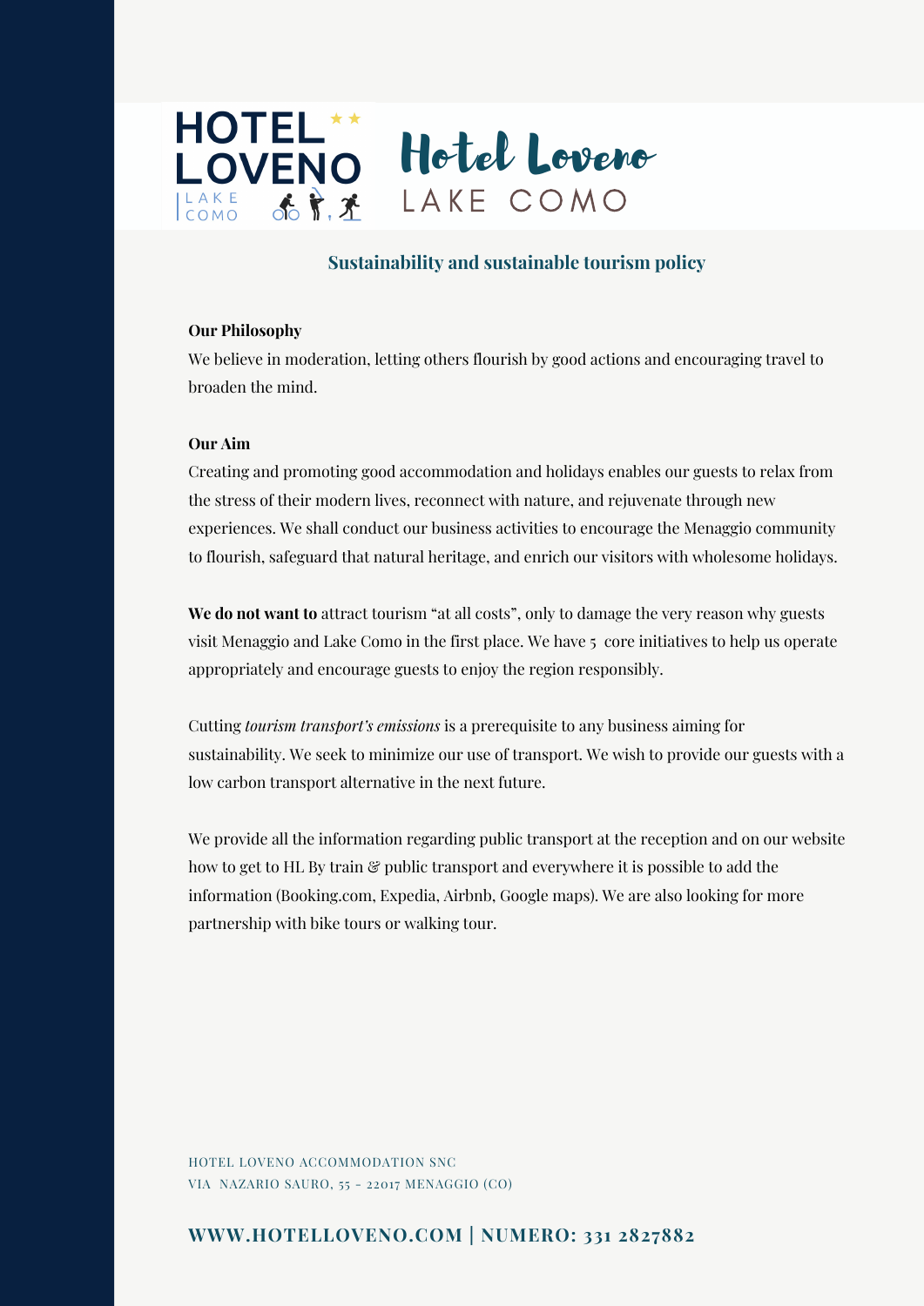HOTEL LOVENO
LAKE COMO

Hotel Loveno
LAKE COMO

## Sustainability and sustainable tourism policy

**Our Philosophy**

We believe in moderation, letting others flourish by good actions and encouraging travel to broaden the mind.

**Our Aim**

Creating and promoting good accommodation and holidays enables our guests to relax from the stress of their modern lives, reconnect with nature, and rejuvenate through new experiences. We shall conduct our business activities to encourage the Menaggio community to flourish, safeguard that natural heritage, and enrich our visitors with wholesome holidays.

**We do not want to** attract tourism "at all costs", only to damage the very reason why guests visit Menaggio and Lake Como in the first place. We have 5  core initiatives to help us operate appropriately and encourage guests to enjoy the region responsibly.

Cutting *tourism transport's emissions* is a prerequisite to any business aiming for sustainability. We seek to minimize our use of transport. We wish to provide our guests with a low carbon transport alternative in the next future.

We provide all the information regarding public transport at the reception and on our website how to get to HL By train & public transport and everywhere it is possible to add the information (Booking.com, Expedia, Airbnb, Google maps). We are also looking for more partnership with bike tours or walking tour.

HOTEL LOVENO ACCOMMODATION SNC
VIA  NAZARIO SAURO, 55 - 22017 MENAGGIO (CO)

**WWW.HOTELLOVENO.COM | NUMERO: 331 2827882**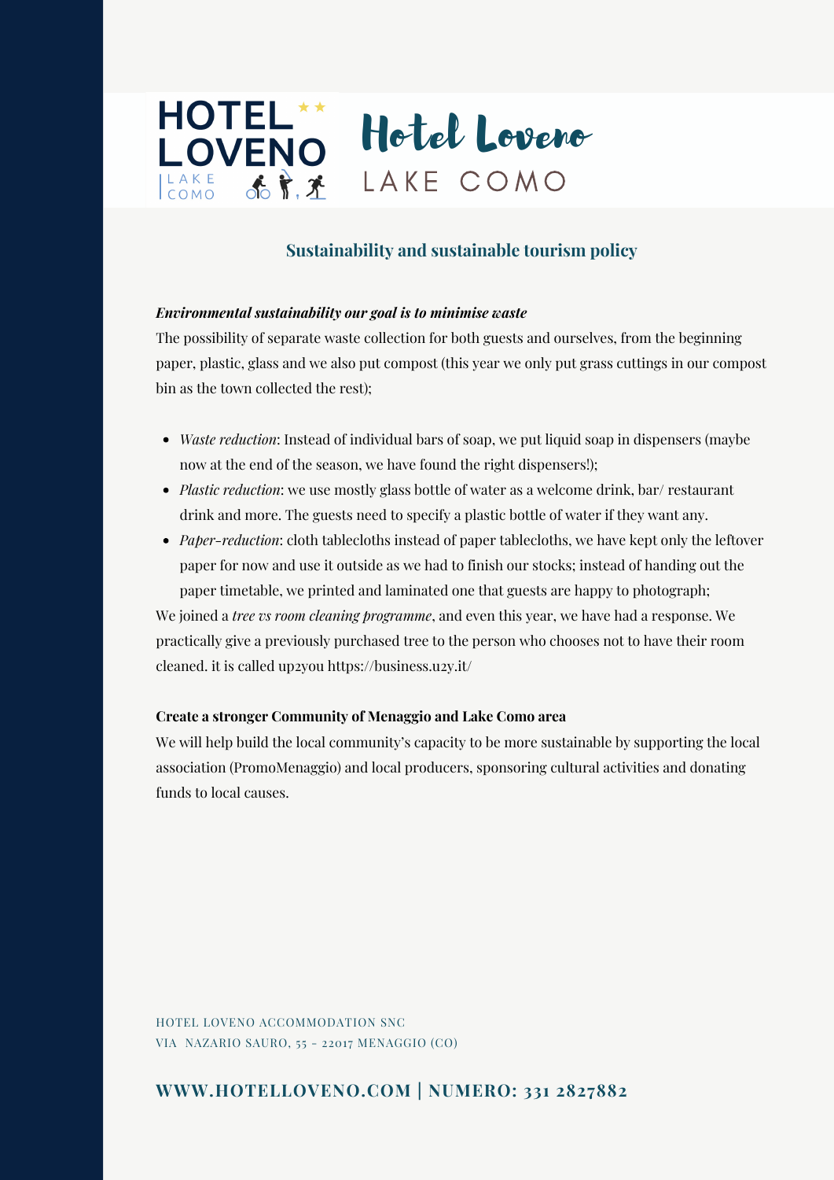HOTEL LOVENO LAKE COMO

# Hotel Loveno

LAKE COMO

## Sustainability and sustainable tourism policy

***Environmental sustainability our goal is to minimise waste***

The possibility of separate waste collection for both guests and ourselves, from the beginning paper, plastic, glass and we also put compost (this year we only put grass cuttings in our compost bin as the town collected the rest);

- *Waste reduction*: Instead of individual bars of soap, we put liquid soap in dispensers (maybe now at the end of the season, we have found the right dispensers!);
- *Plastic reduction*: we use mostly glass bottle of water as a welcome drink, bar/ restaurant drink and more. The guests need to specify a plastic bottle of water if they want any.
- *Paper-reduction*: cloth tablecloths instead of paper tablecloths, we have kept only the leftover paper for now and use it outside as we had to finish our stocks; instead of handing out the paper timetable, we printed and laminated one that guests are happy to photograph;

We joined a *tree vs room cleaning programme*, and even this year, we have had a response. We practically give a previously purchased tree to the person who chooses not to have their room cleaned. it is called up2you https://business.u2y.it/

**Create a stronger Community of Menaggio and Lake Como area**

We will help build the local community's capacity to be more sustainable by supporting the local association (PromoMenaggio) and local producers, sponsoring cultural activities and donating funds to local causes.

HOTEL LOVENO ACCOMMODATION SNC
VIA NAZARIO SAURO, 55 - 22017 MENAGGIO (CO)

**WWW.HOTELLOVENO.COM | NUMERO: 331 2827882**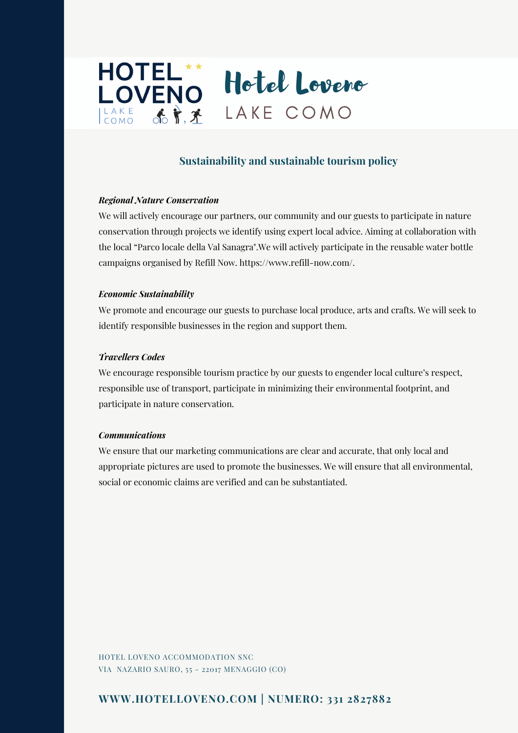# Hotel Loveno

LAKE COMO

## Sustainability and sustainable tourism policy

***Regional Nature Conservation***

We will actively encourage our partners, our community and our guests to participate in nature conservation through projects we identify using expert local advice. Aiming at collaboration with the local "Parco locale della Val Sanagra".We will actively participate in the reusable water bottle campaigns organised by Refill Now. https://www.refill-now.com/.

***Economic Sustainability***

We promote and encourage our guests to purchase local produce, arts and crafts. We will seek to identify responsible businesses in the region and support them.

***Travellers Codes***

We encourage responsible tourism practice by our guests to engender local culture's respect, responsible use of transport, participate in minimizing their environmental footprint, and participate in nature conservation.

***Communications***

We ensure that our marketing communications are clear and accurate, that only local and appropriate pictures are used to promote the businesses. We will ensure that all environmental, social or economic claims are verified and can be substantiated.

HOTEL LOVENO ACCOMMODATION SNC
VIA NAZARIO SAURO, 55 - 22017 MENAGGIO (CO)

**WWW.HOTELLOVENO.COM | NUMERO: 331 2827882**